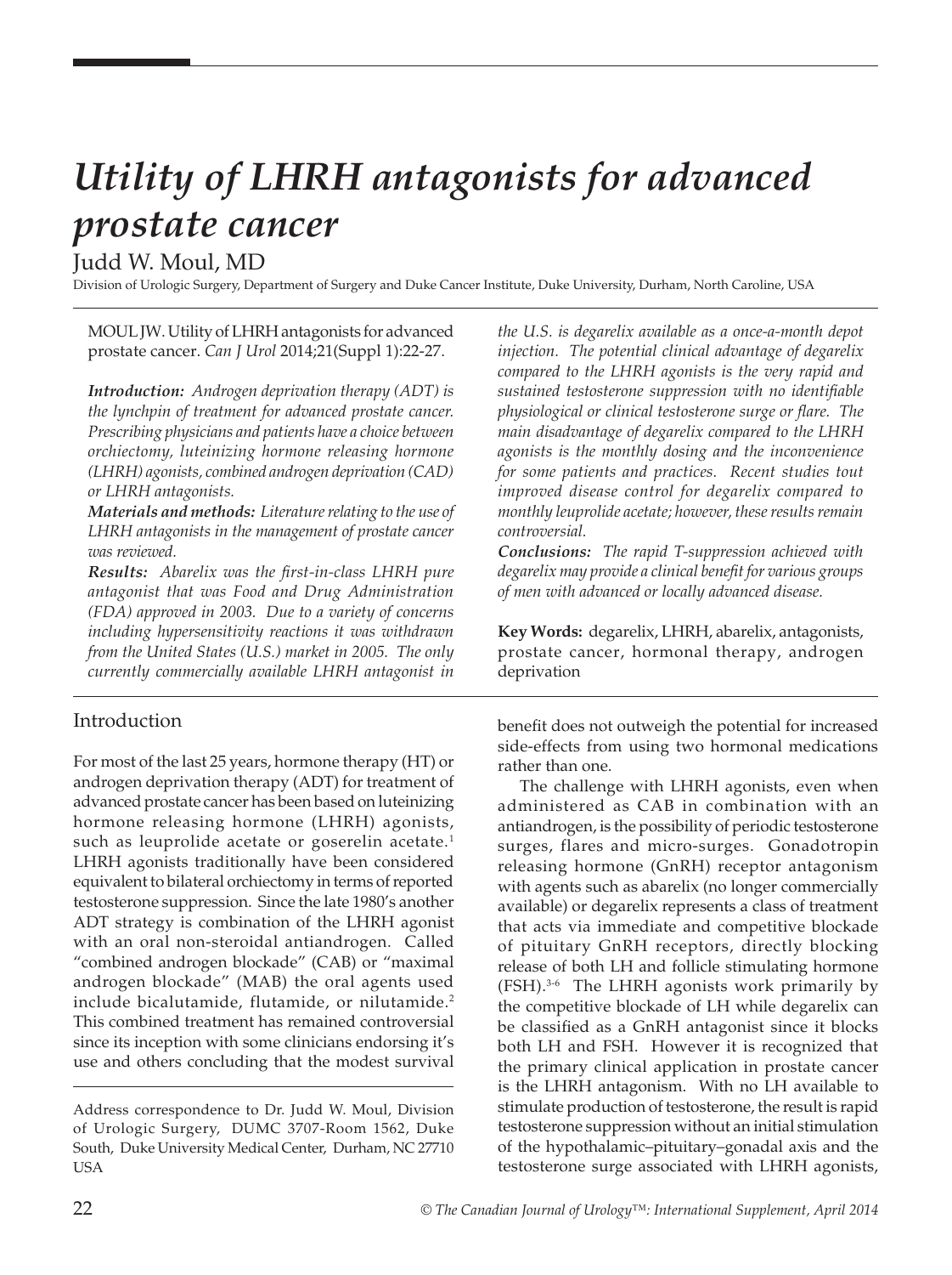# Utility of LHRH antagonists for advanced prostate cancer

Judd W. Moul, MD

Division of Urologic Surgery, Department of Surgery and Duke Cancer Institute, Duke University, Durham, North Caroline, USA

MOUL JW. Utility of LHRH antagonists for advanced prostate cancer. *Can J Urol* 2014;21(Suppl 1):22-27.

***Introduction:*** *Androgen deprivation therapy (ADT) is the lynchpin of treatment for advanced prostate cancer. Prescribing physicians and patients have a choice between orchiectomy, luteinizing hormone releasing hormone (LHRH) agonists, combined androgen deprivation (CAD) or LHRH antagonists.*

***Materials and methods:*** *Literature relating to the use of LHRH antagonists in the management of prostate cancer was reviewed.*

***Results:*** *Abarelix was the first-in-class LHRH pure antagonist that was Food and Drug Administration (FDA) approved in 2003. Due to a variety of concerns including hypersensitivity reactions it was withdrawn from the United States (U.S.) market in 2005. The only currently commercially available LHRH antagonist in the U.S. is degarelix available as a once-a-month depot injection. The potential clinical advantage of degarelix compared to the LHRH agonists is the very rapid and sustained testosterone suppression with no identifiable physiological or clinical testosterone surge or flare. The main disadvantage of degarelix compared to the LHRH agonists is the monthly dosing and the inconvenience for some patients and practices. Recent studies tout improved disease control for degarelix compared to monthly leuprolide acetate; however, these results remain controversial.*

***Conclusions:*** *The rapid T-suppression achieved with degarelix may provide a clinical benefit for various groups of men with advanced or locally advanced disease.*

**Key Words:** degarelix, LHRH, abarelix, antagonists, prostate cancer, hormonal therapy, androgen deprivation

## Introduction

For most of the last 25 years, hormone therapy (HT) or androgen deprivation therapy (ADT) for treatment of advanced prostate cancer has been based on luteinizing hormone releasing hormone (LHRH) agonists, such as leuprolide acetate or goserelin acetate.[1] LHRH agonists traditionally have been considered equivalent to bilateral orchiectomy in terms of reported testosterone suppression. Since the late 1980's another ADT strategy is combination of the LHRH agonist with an oral non-steroidal antiandrogen. Called "combined androgen blockade" (CAB) or "maximal androgen blockade" (MAB) the oral agents used include bicalutamide, flutamide, or nilutamide.[2] This combined treatment has remained controversial since its inception with some clinicians endorsing it's use and others concluding that the modest survival benefit does not outweigh the potential for increased side-effects from using two hormonal medications rather than one.

The challenge with LHRH agonists, even when administered as CAB in combination with an antiandrogen, is the possibility of periodic testosterone surges, flares and micro-surges. Gonadotropin releasing hormone (GnRH) receptor antagonism with agents such as abarelix (no longer commercially available) or degarelix represents a class of treatment that acts via immediate and competitive blockade of pituitary GnRH receptors, directly blocking release of both LH and follicle stimulating hormone (FSH).[3-6] The LHRH agonists work primarily by the competitive blockade of LH while degarelix can be classified as a GnRH antagonist since it blocks both LH and FSH. However it is recognized that the primary clinical application in prostate cancer is the LHRH antagonism. With no LH available to stimulate production of testosterone, the result is rapid testosterone suppression without an initial stimulation of the hypothalamic–pituitary–gonadal axis and the testosterone surge associated with LHRH agonists,

Address correspondence to Dr. Judd W. Moul, Division of Urologic Surgery, DUMC 3707-Room 1562, Duke South, Duke University Medical Center, Durham, NC 27710 USA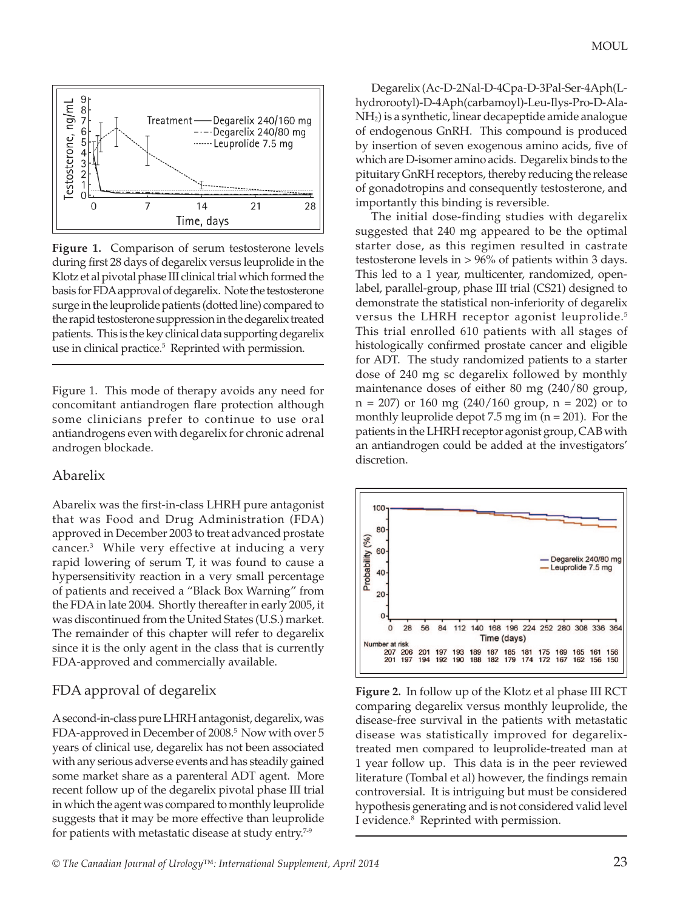Figure 1. Comparison of serum testosterone levels during first 28 days of degarelix versus leuprolide in the Klotz et al pivotal phase III clinical trial which formed the basis for FDA approval of degarelix. Note the testosterone surge in the leuprolide patients (dotted line) compared to the rapid testosterone suppression in the degarelix treated patients. This is the key clinical data supporting degarelix use in clinical practice.[5] Reprinted with permission.

Figure 1. This mode of therapy avoids any need for concomitant antiandrogen flare protection although some clinicians prefer to continue to use oral antiandrogens even with degarelix for chronic adrenal androgen blockade.

## Abarelix

Abarelix was the first-in-class LHRH pure antagonist that was Food and Drug Administration (FDA) approved in December 2003 to treat advanced prostate cancer.[3] While very effective at inducing a very rapid lowering of serum T, it was found to cause a hypersensitivity reaction in a very small percentage of patients and received a "Black Box Warning" from the FDA in late 2004. Shortly thereafter in early 2005, it was discontinued from the United States (U.S.) market. The remainder of this chapter will refer to degarelix since it is the only agent in the class that is currently FDA-approved and commercially available.

## FDA approval of degarelix

A second-in-class pure LHRH antagonist, degarelix, was FDA-approved in December of 2008.[5] Now with over 5 years of clinical use, degarelix has not been associated with any serious adverse events and has steadily gained some market share as a parenteral ADT agent. More recent follow up of the degarelix pivotal phase III trial in which the agent was compared to monthly leuprolide suggests that it may be more effective than leuprolide for patients with metastatic disease at study entry.[7-9]

Degarelix (Ac-D-2Nal-D-4Cpa-D-3Pal-Ser-4Aph(L-hydroorotyl)-D-4Aph(carbamoyl)-Leu-Ilys-Pro-D-Ala-$NH_2$) is a synthetic, linear decapeptide amide analogue of endogenous GnRH. This compound is produced by insertion of seven exogenous amino acids, five of which are D-isomer amino acids. Degarelix binds to the pituitary GnRH receptors, thereby reducing the release of gonadotropins and consequently testosterone, and importantly this binding is reversible.

The initial dose-finding studies with degarelix suggested that 240 mg appeared to be the optimal starter dose, as this regimen resulted in castrate testosterone levels in > 96% of patients within 3 days. This led to a 1 year, multicenter, randomized, open-label, parallel-group, phase III trial (CS21) designed to demonstrate the statistical non-inferiority of degarelix versus the LHRH receptor agonist leuprolide.[5] This trial enrolled 610 patients with all stages of histologically confirmed prostate cancer and eligible for ADT. The study randomized patients to a starter dose of 240 mg sc degarelix followed by monthly maintenance doses of either 80 mg (240/80 group, n = 207) or 160 mg (240/160 group, n = 202) or to monthly leuprolide depot 7.5 mg im (n = 201). For the patients in the LHRH receptor agonist group, CAB with an antiandrogen could be added at the investigators' discretion.

Figure 2. In follow up of the Klotz et al phase III RCT comparing degarelix versus monthly leuprolide, the disease-free survival in the patients with metastatic disease was statistically improved for degarelix-treated men compared to leuprolide-treated man at 1 year follow up. This data is in the peer reviewed literature (Tombal et al) however, the findings remain controversial. It is intriguing but must be considered hypothesis generating and is not considered valid level I evidence.[8] Reprinted with permission.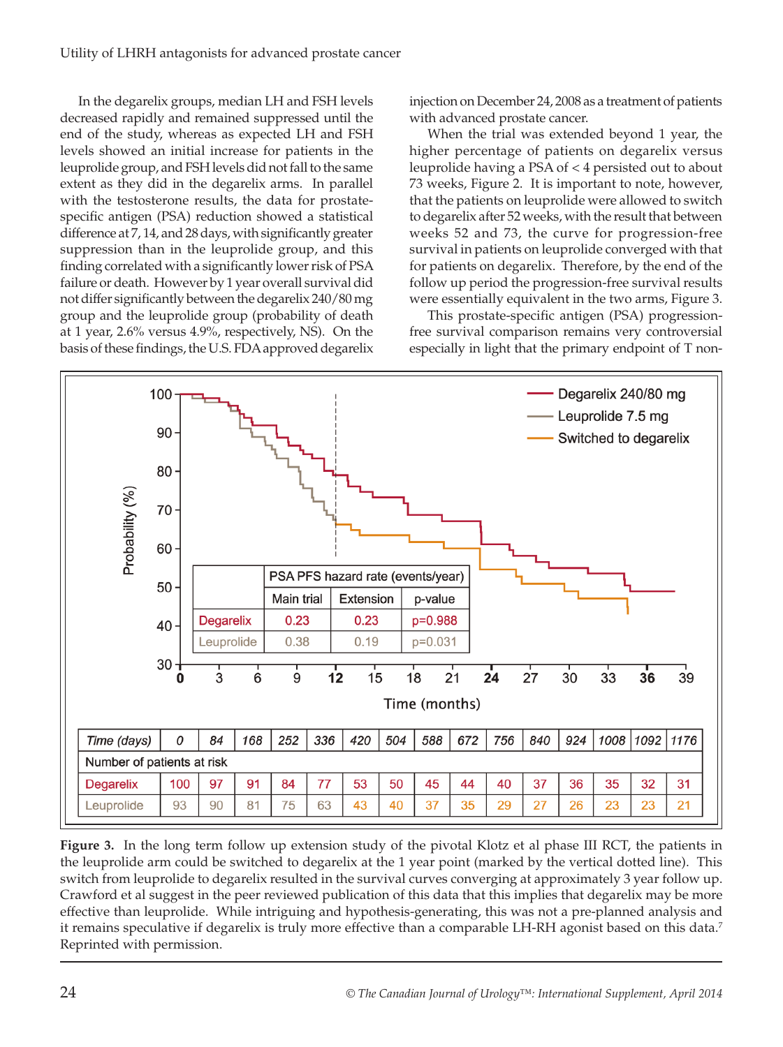In the degarelix groups, median LH and FSH levels decreased rapidly and remained suppressed until the end of the study, whereas as expected LH and FSH levels showed an initial increase for patients in the leuprolide group, and FSH levels did not fall to the same extent as they did in the degarelix arms. In parallel with the testosterone results, the data for prostate-specific antigen (PSA) reduction showed a statistical difference at 7, 14, and 28 days, with significantly greater suppression than in the leuprolide group, and this finding correlated with a significantly lower risk of PSA failure or death. However by 1 year overall survival did not differ significantly between the degarelix 240/80 mg group and the leuprolide group (probability of death at 1 year, 2.6% versus 4.9%, respectively, NS). On the basis of these findings, the U.S. FDA approved degarelix injection on December 24, 2008 as a treatment of patients with advanced prostate cancer.

When the trial was extended beyond 1 year, the higher percentage of patients on degarelix versus leuprolide having a PSA of < 4 persisted out to about 73 weeks, Figure 2. It is important to note, however, that the patients on leuprolide were allowed to switch to degarelix after 52 weeks, with the result that between weeks 52 and 73, the curve for progression-free survival in patients on leuprolide converged with that for patients on degarelix. Therefore, by the end of the follow up period the progression-free survival results were essentially equivalent in the two arms, Figure 3.

This prostate-specific antigen (PSA) progression-free survival comparison remains very controversial especially in light that the primary endpoint of T non-

| | PSA PFS hazard rate (events/year) | | |
|---|---|---|---|
| | Main trial | Extension | p-value |
| Degarelix | 0.23 | 0.23 | p=0.988 |
| Leuprolide | 0.38 | 0.19 | p=0.031 |

| Time (days) | 0 | 84 | 168 | 252 | 336 | 420 | 504 | 588 | 672 | 756 | 840 | 924 | 1008 | 1092 | 1176 |
|---|---|---|---|---|---|---|---|---|---|---|---|---|---|---|---|
| Number of patients at risk | | | | | | | | | | | | | | | |
| Degarelix | 100 | 97 | 91 | 84 | 77 | 53 | 50 | 45 | 44 | 40 | 37 | 36 | 35 | 32 | 31 |
| Leuprolide | 93 | 90 | 81 | 75 | 63 | 43 | 40 | 37 | 35 | 29 | 27 | 26 | 23 | 23 | 21 |

**Figure 3.** In the long term follow up extension study of the pivotal Klotz et al phase III RCT, the patients in the leuprolide arm could be switched to degarelix at the 1 year point (marked by the vertical dotted line). This switch from leuprolide to degarelix resulted in the survival curves converging at approximately 3 year follow up. Crawford et al suggest in the peer reviewed publication of this data that this implies that degarelix may be more effective than leuprolide. While intriguing and hypothesis-generating, this was not a pre-planned analysis and it remains speculative if degarelix is truly more effective than a comparable LH-RH agonist based on this data.[7] Reprinted with permission.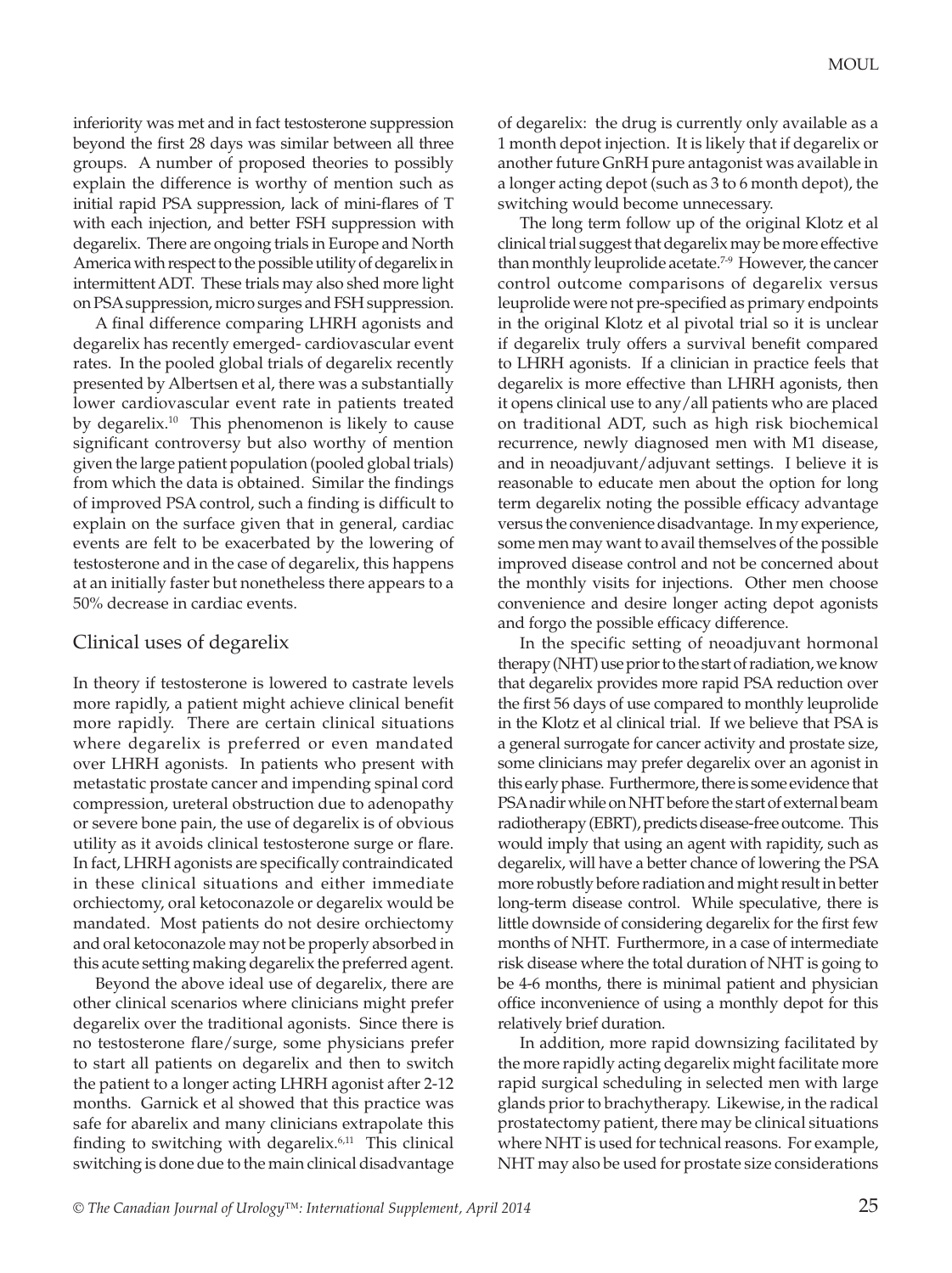inferiority was met and in fact testosterone suppression beyond the first 28 days was similar between all three groups. A number of proposed theories to possibly explain the difference is worthy of mention such as initial rapid PSA suppression, lack of mini-flares of T with each injection, and better FSH suppression with degarelix. There are ongoing trials in Europe and North America with respect to the possible utility of degarelix in intermittent ADT. These trials may also shed more light on PSA suppression, micro surges and FSH suppression.

A final difference comparing LHRH agonists and degarelix has recently emerged- cardiovascular event rates. In the pooled global trials of degarelix recently presented by Albertsen et al, there was a substantially lower cardiovascular event rate in patients treated by degarelix.[10] This phenomenon is likely to cause significant controversy but also worthy of mention given the large patient population (pooled global trials) from which the data is obtained. Similar the findings of improved PSA control, such a finding is difficult to explain on the surface given that in general, cardiac events are felt to be exacerbated by the lowering of testosterone and in the case of degarelix, this happens at an initially faster but nonetheless there appears to a 50% decrease in cardiac events.

## Clinical uses of degarelix

In theory if testosterone is lowered to castrate levels more rapidly, a patient might achieve clinical benefit more rapidly. There are certain clinical situations where degarelix is preferred or even mandated over LHRH agonists. In patients who present with metastatic prostate cancer and impending spinal cord compression, ureteral obstruction due to adenopathy or severe bone pain, the use of degarelix is of obvious utility as it avoids clinical testosterone surge or flare. In fact, LHRH agonists are specifically contraindicated in these clinical situations and either immediate orchiectomy, oral ketoconazole or degarelix would be mandated. Most patients do not desire orchiectomy and oral ketoconazole may not be properly absorbed in this acute setting making degarelix the preferred agent.

Beyond the above ideal use of degarelix, there are other clinical scenarios where clinicians might prefer degarelix over the traditional agonists. Since there is no testosterone flare/surge, some physicians prefer to start all patients on degarelix and then to switch the patient to a longer acting LHRH agonist after 2-12 months. Garnick et al showed that this practice was safe for abarelix and many clinicians extrapolate this finding to switching with degarelix.[6,11] This clinical switching is done due to the main clinical disadvantage of degarelix: the drug is currently only available as a 1 month depot injection. It is likely that if degarelix or another future GnRH pure antagonist was available in a longer acting depot (such as 3 to 6 month depot), the switching would become unnecessary.

The long term follow up of the original Klotz et al clinical trial suggest that degarelix may be more effective than monthly leuprolide acetate.[7-9] However, the cancer control outcome comparisons of degarelix versus leuprolide were not pre-specified as primary endpoints in the original Klotz et al pivotal trial so it is unclear if degarelix truly offers a survival benefit compared to LHRH agonists. If a clinician in practice feels that degarelix is more effective than LHRH agonists, then it opens clinical use to any/all patients who are placed on traditional ADT, such as high risk biochemical recurrence, newly diagnosed men with M1 disease, and in neoadjuvant/adjuvant settings. I believe it is reasonable to educate men about the option for long term degarelix noting the possible efficacy advantage versus the convenience disadvantage. In my experience, some men may want to avail themselves of the possible improved disease control and not be concerned about the monthly visits for injections. Other men choose convenience and desire longer acting depot agonists and forgo the possible efficacy difference.

In the specific setting of neoadjuvant hormonal therapy (NHT) use prior to the start of radiation, we know that degarelix provides more rapid PSA reduction over the first 56 days of use compared to monthly leuprolide in the Klotz et al clinical trial. If we believe that PSA is a general surrogate for cancer activity and prostate size, some clinicians may prefer degarelix over an agonist in this early phase. Furthermore, there is some evidence that PSA nadir while on NHT before the start of external beam radiotherapy (EBRT), predicts disease-free outcome. This would imply that using an agent with rapidity, such as degarelix, will have a better chance of lowering the PSA more robustly before radiation and might result in better long-term disease control. While speculative, there is little downside of considering degarelix for the first few months of NHT. Furthermore, in a case of intermediate risk disease where the total duration of NHT is going to be 4-6 months, there is minimal patient and physician office inconvenience of using a monthly depot for this relatively brief duration.

In addition, more rapid downsizing facilitated by the more rapidly acting degarelix might facilitate more rapid surgical scheduling in selected men with large glands prior to brachytherapy. Likewise, in the radical prostatectomy patient, there may be clinical situations where NHT is used for technical reasons. For example, NHT may also be used for prostate size considerations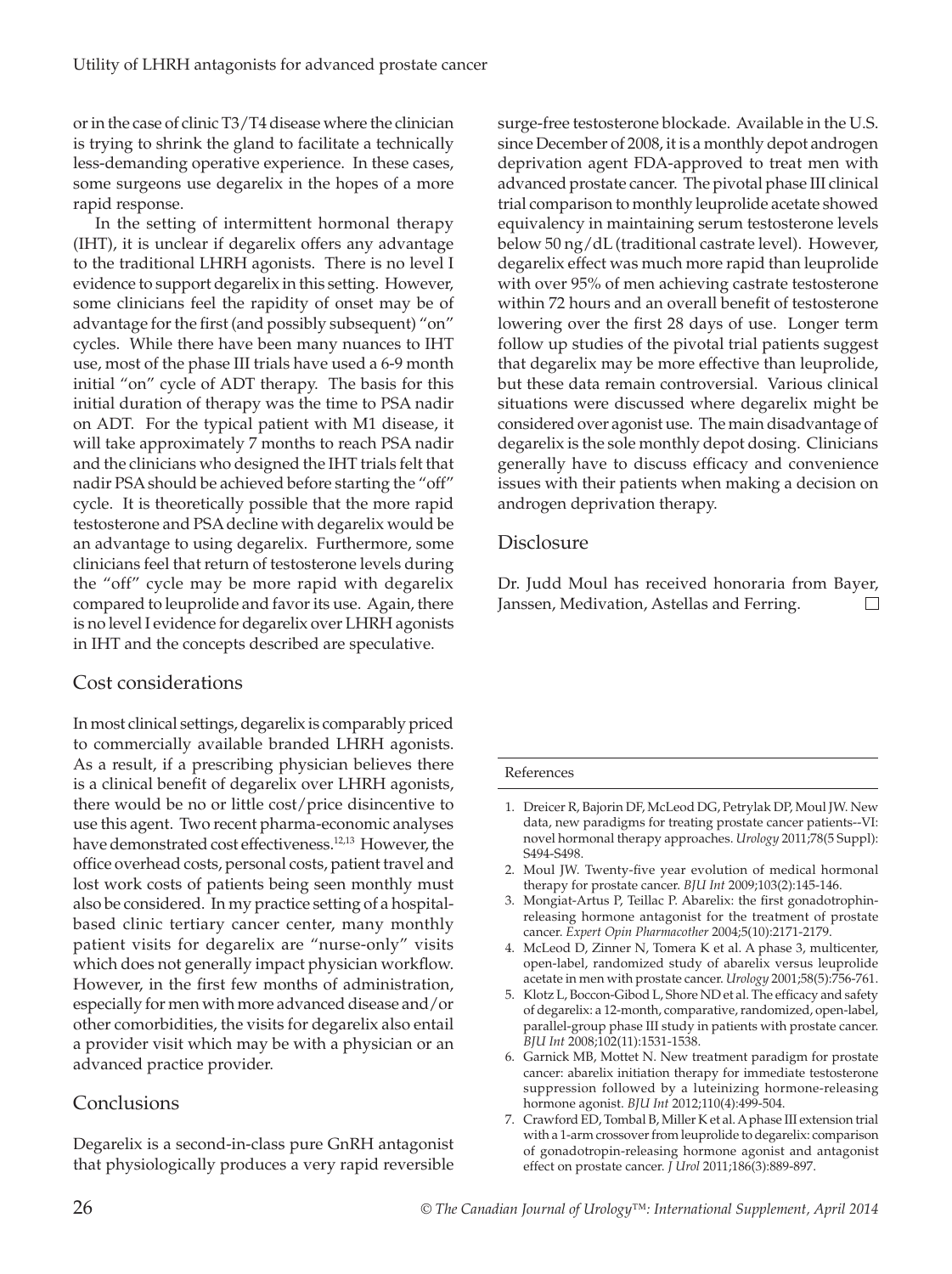or in the case of clinic T3/T4 disease where the clinician is trying to shrink the gland to facilitate a technically less-demanding operative experience. In these cases, some surgeons use degarelix in the hopes of a more rapid response.

In the setting of intermittent hormonal therapy (IHT), it is unclear if degarelix offers any advantage to the traditional LHRH agonists. There is no level I evidence to support degarelix in this setting. However, some clinicians feel the rapidity of onset may be of advantage for the first (and possibly subsequent) "on" cycles. While there have been many nuances to IHT use, most of the phase III trials have used a 6-9 month initial "on" cycle of ADT therapy. The basis for this initial duration of therapy was the time to PSA nadir on ADT. For the typical patient with M1 disease, it will take approximately 7 months to reach PSA nadir and the clinicians who designed the IHT trials felt that nadir PSA should be achieved before starting the "off" cycle. It is theoretically possible that the more rapid testosterone and PSA decline with degarelix would be an advantage to using degarelix. Furthermore, some clinicians feel that return of testosterone levels during the "off" cycle may be more rapid with degarelix compared to leuprolide and favor its use. Again, there is no level I evidence for degarelix over LHRH agonists in IHT and the concepts described are speculative.

## Cost considerations

In most clinical settings, degarelix is comparably priced to commercially available branded LHRH agonists. As a result, if a prescribing physician believes there is a clinical benefit of degarelix over LHRH agonists, there would be no or little cost/price disincentive to use this agent. Two recent pharma-economic analyses have demonstrated cost effectiveness.[12,13] However, the office overhead costs, personal costs, patient travel and lost work costs of patients being seen monthly must also be considered. In my practice setting of a hospital-based clinic tertiary cancer center, many monthly patient visits for degarelix are "nurse-only" visits which does not generally impact physician workflow. However, in the first few months of administration, especially for men with more advanced disease and/or other comorbidities, the visits for degarelix also entail a provider visit which may be with a physician or an advanced practice provider.

## Conclusions

Degarelix is a second-in-class pure GnRH antagonist that physiologically produces a very rapid reversible surge-free testosterone blockade. Available in the U.S. since December of 2008, it is a monthly depot androgen deprivation agent FDA-approved to treat men with advanced prostate cancer. The pivotal phase III clinical trial comparison to monthly leuprolide acetate showed equivalency in maintaining serum testosterone levels below 50 ng/dL (traditional castrate level). However, degarelix effect was much more rapid than leuprolide with over 95% of men achieving castrate testosterone within 72 hours and an overall benefit of testosterone lowering over the first 28 days of use. Longer term follow up studies of the pivotal trial patients suggest that degarelix may be more effective than leuprolide, but these data remain controversial. Various clinical situations were discussed where degarelix might be considered over agonist use. The main disadvantage of degarelix is the sole monthly depot dosing. Clinicians generally have to discuss efficacy and convenience issues with their patients when making a decision on androgen deprivation therapy.

## Disclosure

Dr. Judd Moul has received honoraria from Bayer, Janssen, Medivation, Astellas and Ferring. ☐

## References

1. Dreicer R, Bajorin DF, McLeod DG, Petrylak DP, Moul JW. New data, new paradigms for treating prostate cancer patients--VI: novel hormonal therapy approaches. *Urology* 2011;78(5 Suppl): S494-S498.
2. Moul JW. Twenty-five year evolution of medical hormonal therapy for prostate cancer. *BJU Int* 2009;103(2):145-146.
3. Mongiat-Artus P, Teillac P. Abarelix: the first gonadotrophin-releasing hormone antagonist for the treatment of prostate cancer. *Expert Opin Pharmacother* 2004;5(10):2171-2179.
4. McLeod D, Zinner N, Tomera K et al. A phase 3, multicenter, open-label, randomized study of abarelix versus leuprolide acetate in men with prostate cancer. *Urology* 2001;58(5):756-761.
5. Klotz L, Boccon-Gibod L, Shore ND et al. The efficacy and safety of degarelix: a 12-month, comparative, randomized, open-label, parallel-group phase III study in patients with prostate cancer. *BJU Int* 2008;102(11):1531-1538.
6. Garnick MB, Mottet N. New treatment paradigm for prostate cancer: abarelix initiation therapy for immediate testosterone suppression followed by a luteinizing hormone-releasing hormone agonist. *BJU Int* 2012;110(4):499-504.
7. Crawford ED, Tombal B, Miller K et al. A phase III extension trial with a 1-arm crossover from leuprolide to degarelix: comparison of gonadotropin-releasing hormone agonist and antagonist effect on prostate cancer. *J Urol* 2011;186(3):889-897.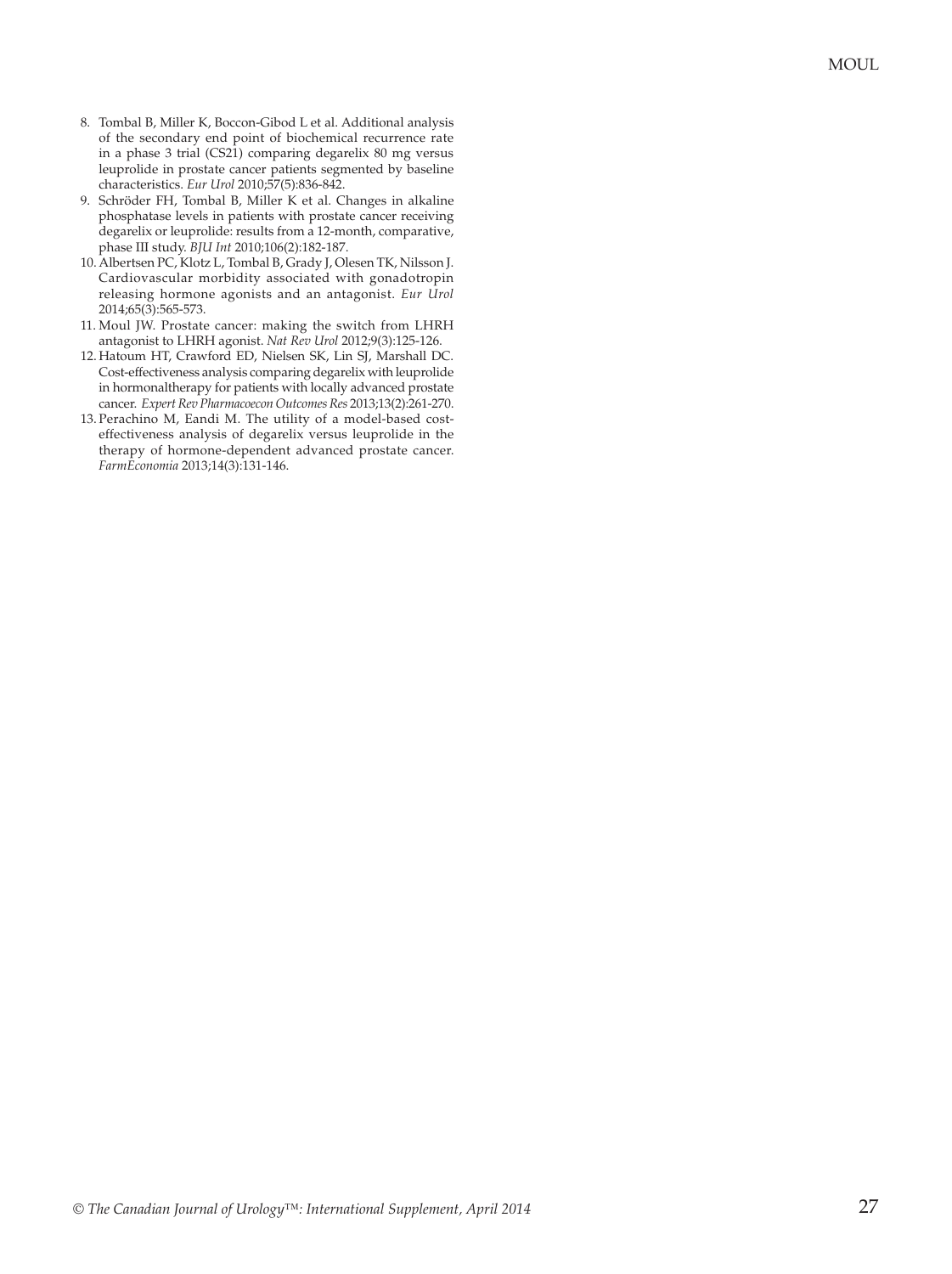8. Tombal B, Miller K, Boccon-Gibod L et al. Additional analysis of the secondary end point of biochemical recurrence rate in a phase 3 trial (CS21) comparing degarelix 80 mg versus leuprolide in prostate cancer patients segmented by baseline characteristics. *Eur Urol* 2010;57(5):836-842.
9. Schröder FH, Tombal B, Miller K et al. Changes in alkaline phosphatase levels in patients with prostate cancer receiving degarelix or leuprolide: results from a 12-month, comparative, phase III study. *BJU Int* 2010;106(2):182-187.
10. Albertsen PC, Klotz L, Tombal B, Grady J, Olesen TK, Nilsson J. Cardiovascular morbidity associated with gonadotropin releasing hormone agonists and an antagonist. *Eur Urol* 2014;65(3):565-573.
11. Moul JW. Prostate cancer: making the switch from LHRH antagonist to LHRH agonist. *Nat Rev Urol* 2012;9(3):125-126.
12. Hatoum HT, Crawford ED, Nielsen SK, Lin SJ, Marshall DC. Cost-effectiveness analysis comparing degarelix with leuprolide in hormonaltherapy for patients with locally advanced prostate cancer. *Expert Rev Pharmacoecon Outcomes Res* 2013;13(2):261-270.
13. Perachino M, Eandi M. The utility of a model-based cost-effectiveness analysis of degarelix versus leuprolide in the therapy of hormone-dependent advanced prostate cancer. *FarmEconomia* 2013;14(3):131-146.